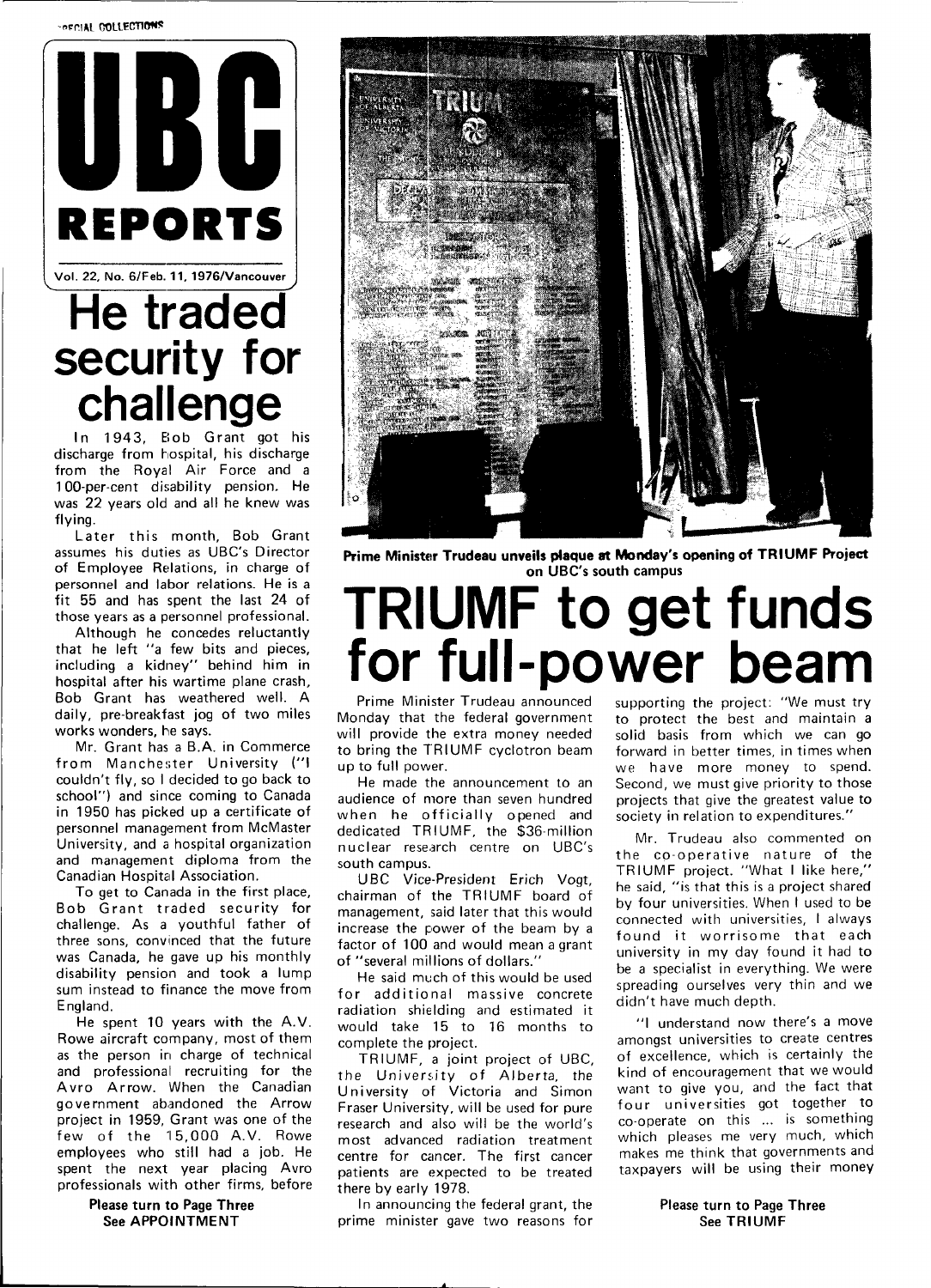SPECIAL COLLECTIONS

# UBC REPORTS

Vol. 22, No. 6/Feb. 11, 1976/Vancouver

## He traded security for challenge

In 1943, Bob Grant got his discharge from hospital, his discharge from the Royal Air Force and a 100-per-cent disability pension. He was 22 years old and all he knew was flying.

Later this month, Bob Grant assumes his duties as UBC's Director of Employee Relations, in charge of personnel and labor relations. He is a fit 55 and has spent the last 24 of those years as a personnel professional.

Although he concedes reluctantly that he left "a few bits and pieces, including a kidney" behind him in hospital after his wartime plane crash, Bob Grant has weathered well. A daily, pre-breakfast jog of two miles works wonders, he says.

Mr. Grant has a B.A. in Commerce from Manchester University ("I couldn't fly, so I decided to go back to school") and since coming to Canada in 1950 has picked up a certificate of personnel management from McMaster University, and a hospital organization and management diploma from the Canadian Hospital Association.

To get to Canada in the first place, Bob Grant traded security for challenge. As a youthful father of three sons, convinced that the future was Canada, he gave up his monthly disability pension and took a lump sum instead to finance the move from England.

He spent 10 years with the A.V. Rowe aircraft company, most of them as the person in charge of technical and professional recruiting for the Avro Arrow. When the Canadian government abandoned the Arrow project in 1959, Grant was one of the few of the 15,000 A.V. Rowe employees who still had a job. He spent the next year placing Avro professionals with other firms, before

**Please turn to Page Three**
**See APPOINTMENT**

**Prime Minister Trudeau unveils plaque at Monday's opening of TRIUMF Project on UBC's south campus**

## TRIUMF to get funds for full-power beam

Prime Minister Trudeau announced Monday that the federal government will provide the extra money needed to bring the TRIUMF cyclotron beam up to full power.

He made the announcement to an audience of more than seven hundred when he officially opened and dedicated TRIUMF, the $36-million nuclear research centre on UBC's south campus.

UBC Vice-President Erich Vogt, chairman of the TRIUMF board of management, said later that this would increase the power of the beam by a factor of 100 and would mean a grant of "several millions of dollars."

He said much of this would be used for additional massive concrete radiation shielding and estimated it would take 15 to 16 months to complete the project.

TRIUMF, a joint project of UBC, the University of Alberta, the University of Victoria and Simon Fraser University, will be used for pure research and also will be the world's most advanced radiation treatment centre for cancer. The first cancer patients are expected to be treated there by early 1978.

In announcing the federal grant, the prime minister gave two reasons for supporting the project: "We must try to protect the best and maintain a solid basis from which we can go forward in better times, in times when we have more money to spend. Second, we must give priority to those projects that give the greatest value to society in relation to expenditures."

Mr. Trudeau also commented on the co-operative nature of the TRIUMF project. "What I like here," he said, "is that this is a project shared by four universities. When I used to be connected with universities, I always found it worrisome that each university in my day found it had to be a specialist in everything. We were spreading ourselves very thin and we didn't have much depth.

"I understand now there's a move amongst universities to create centres of excellence, which is certainly the kind of encouragement that we would want to give you, and the fact that four universities got together to co-operate on this ... is something which pleases me very much, which makes me think that governments and taxpayers will be using their money

**Please turn to Page Three**
**See TRIUMF**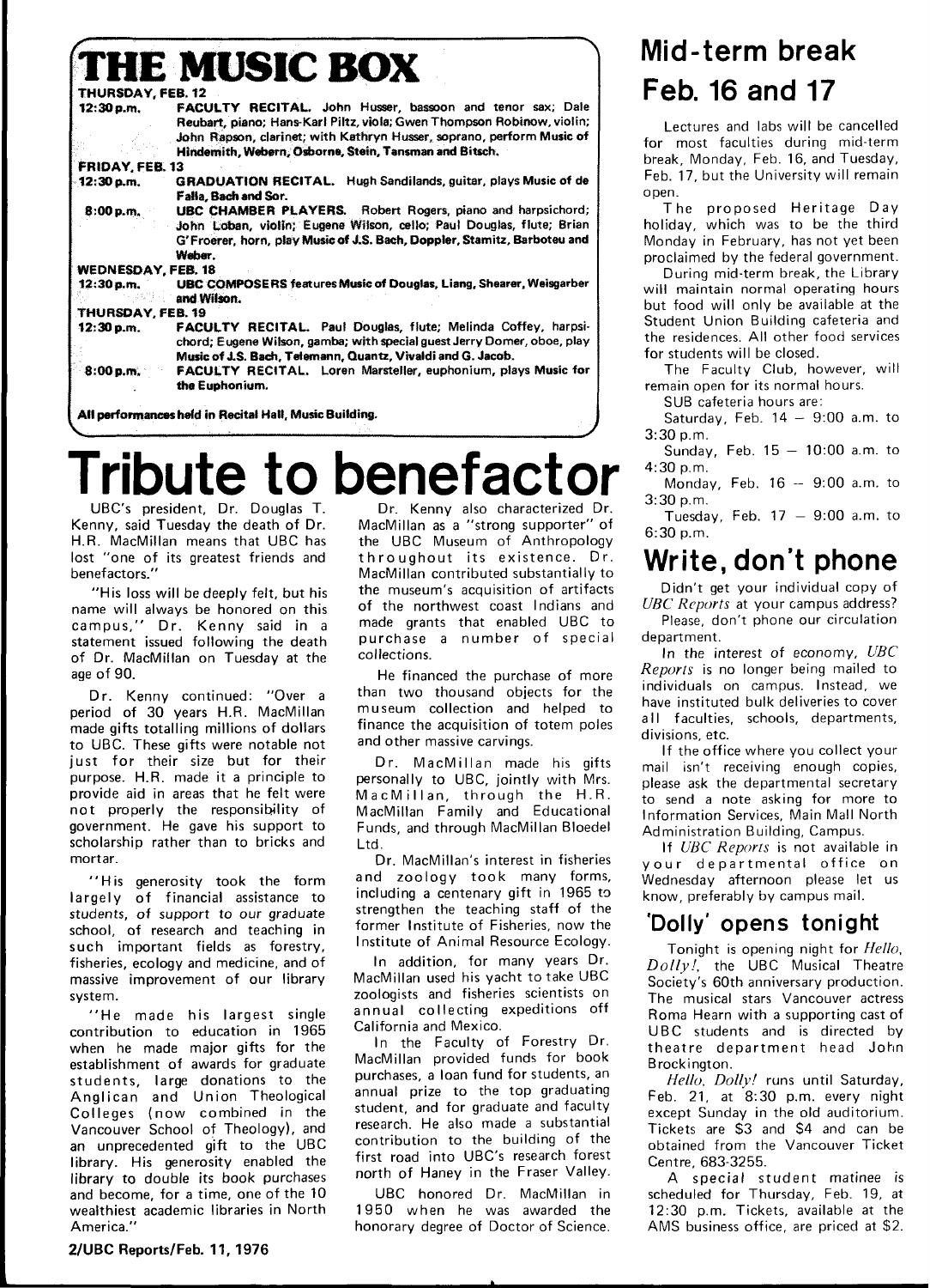# THE MUSIC BOX

**THURSDAY, FEB. 12**

**12:30 p.m.** **FACULTY RECITAL.** John Husser, bassoon and tenor sax; Dale Reubart, piano; Hans-Karl Piltz, viola; Gwen Thompson Robinow, violin; John Rapson, clarinet; with Kathryn Husser, soprano, perform Music of Hindemith, Webern, Osborne, Stein, Tansman and Bitsch.

**FRIDAY, FEB. 13**

**12:30 p.m.** **GRADUATION RECITAL.** Hugh Sandilands, guitar, plays Music of de Falla, Bach and Sor.

**8:00 p.m.** **UBC CHAMBER PLAYERS.** Robert Rogers, piano and harpsichord; John Loban, violin; Eugene Wilson, cello; Paul Douglas, flute; Brian G'Froerer, horn, play Music of J.S. Bach, Doppler, Stamitz, Barboteu and Weber.

**WEDNESDAY, FEB. 18**

**12:30 p.m.** **UBC COMPOSERS** features Music of Douglas, Liang, Shearer, Weisgarber and Wilson.

**THURSDAY, FEB. 19**

**12:30 p.m.** **FACULTY RECITAL.** Paul Douglas, flute; Melinda Coffey, harpsichord; Eugene Wilson, gamba; with special guest Jerry Domer, oboe, play Music of J.S. Bach, Telemann, Quantz, Vivaldi and G. Jacob.

**8:00 p.m.** **FACULTY RECITAL.** Loren Marsteller, euphonium, plays Music for the Euphonium.

**All performances held in Recital Hall, Music Building.**

# Tribute to benefactor

UBC's president, Dr. Douglas T. Kenny, said Tuesday the death of Dr. H.R. MacMillan means that UBC has lost "one of its greatest friends and benefactors."

"His loss will be deeply felt, but his name will always be honored on this campus," Dr. Kenny said in a statement issued following the death of Dr. MacMillan on Tuesday at the age of 90.

Dr. Kenny continued: "Over a period of 30 years H.R. MacMillan made gifts totalling millions of dollars to UBC. These gifts were notable not just for their size but for their purpose. H.R. made it a principle to provide aid in areas that he felt were not properly the responsibility of government. He gave his support to scholarship rather than to bricks and mortar.

"His generosity took the form largely of financial assistance to students, of support to our graduate school, of research and teaching in such important fields as forestry, fisheries, ecology and medicine, and of massive improvement of our library system.

"He made his largest single contribution to education in 1965 when he made major gifts for the establishment of awards for graduate students, large donations to the Anglican and Union Theological Colleges (now combined in the Vancouver School of Theology), and an unprecedented gift to the UBC library. His generosity enabled the library to double its book purchases and become, for a time, one of the 10 wealthiest academic libraries in North America."

Dr. Kenny also characterized Dr. MacMillan as a "strong supporter" of the UBC Museum of Anthropology throughout its existence. Dr. MacMillan contributed substantially to the museum's acquisition of artifacts of the northwest coast Indians and made grants that enabled UBC to purchase a number of special collections.

He financed the purchase of more than two thousand objects for the museum collection and helped to finance the acquisition of totem poles and other massive carvings.

Dr. MacMillan made his gifts personally to UBC, jointly with Mrs. MacMillan, through the H.R. MacMillan Family and Educational Funds, and through MacMillan Bloedel Ltd.

Dr. MacMillan's interest in fisheries and zoology took many forms, including a centenary gift in 1965 to strengthen the teaching staff of the former Institute of Fisheries, now the Institute of Animal Resource Ecology.

In addition, for many years Dr. MacMillan used his yacht to take UBC zoologists and fisheries scientists on annual collecting expeditions off California and Mexico.

In the Faculty of Forestry Dr. MacMillan provided funds for book purchases, a loan fund for students, an annual prize to the top graduating student, and for graduate and faculty research. He also made a substantial contribution to the building of the first road into UBC's research forest north of Haney in the Fraser Valley.

UBC honored Dr. MacMillan in 1950 when he was awarded the honorary degree of Doctor of Science.

# Mid-term break Feb. 16 and 17

Lectures and labs will be cancelled for most faculties during mid-term break, Monday, Feb. 16, and Tuesday, Feb. 17, but the University will remain open.

The proposed Heritage Day holiday, which was to be the third Monday in February, has not yet been proclaimed by the federal government.

During mid-term break, the Library will maintain normal operating hours but food will only be available at the Student Union Building cafeteria and the residences. All other food services for students will be closed.

The Faculty Club, however, will remain open for its normal hours.

SUB cafeteria hours are:

Saturday, Feb. 14 – 9:00 a.m. to 3:30 p.m.

Sunday, Feb. 15 – 10:00 a.m. to 4:30 p.m.

Monday, Feb. 16 – 9:00 a.m. to 3:30 p.m.

Tuesday, Feb. 17 – 9:00 a.m. to 6:30 p.m.

# Write, don't phone

Didn't get your individual copy of *UBC Reports* at your campus address?

Please, don't phone our circulation department.

In the interest of economy, *UBC Reports* is no longer being mailed to individuals on campus. Instead, we have instituted bulk deliveries to cover all faculties, schools, departments, divisions, etc.

If the office where you collect your mail isn't receiving enough copies, please ask the departmental secretary to send a note asking for more to Information Services, Main Mall North Administration Building, Campus.

If *UBC Reports* is not available in your departmental office on Wednesday afternoon please let us know, preferably by campus mail.

## 'Dolly' opens tonight

Tonight is opening night for *Hello, Dolly!*, the UBC Musical Theatre Society's 60th anniversary production. The musical stars Vancouver actress Roma Hearn with a supporting cast of UBC students and is directed by theatre department head John Brockington.

*Hello, Dolly!* runs until Saturday, Feb. 21, at 8:30 p.m. every night except Sunday in the old auditorium. Tickets are $3 and $4 and can be obtained from the Vancouver Ticket Centre, 683-3255.

A special student matinee is scheduled for Thursday, Feb. 19, at 12:30 p.m. Tickets, available at the AMS business office, are priced at $2.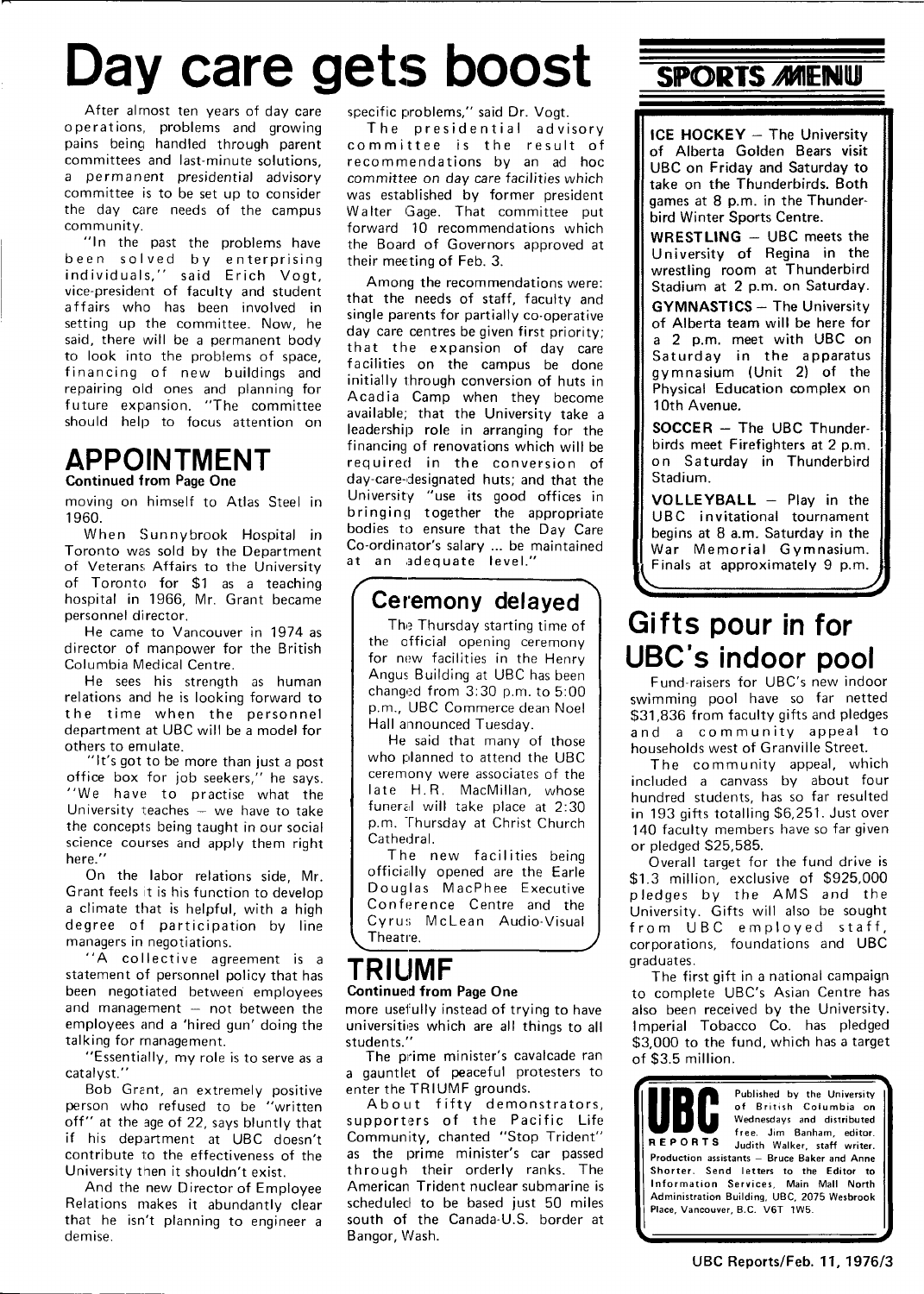# Day care gets boost

After almost ten years of day care operations, problems and growing pains being handled through parent committees and last-minute solutions, a permanent presidential advisory committee is to be set up to consider the day care needs of the campus community.

"In the past the problems have been solved by enterprising individuals," said Erich Vogt, vice-president of faculty and student affairs who has been involved in setting up the committee. Now, he said, there will be a permanent body to look into the problems of space, financing of new buildings and repairing old ones and planning for future expansion. "The committee should help to focus attention on specific problems," said Dr. Vogt.

The presidential advisory committee is the result of recommendations by an ad hoc committee on day care facilities which was established by former president Walter Gage. That committee put forward 10 recommendations which the Board of Governors approved at their meeting of Feb. 3.

Among the recommendations were: that the needs of staff, faculty and single parents for partially co-operative day care centres be given first priority; that the expansion of day care facilities on the campus be done initially through conversion of huts in Acadia Camp when they become available; that the University take a leadership role in arranging for the financing of renovations which will be required in the conversion of day-care-designated huts; and that the University "use its good offices in bringing together the appropriate bodies to ensure that the Day Care Co-ordinator's salary ... be maintained at an adequate level."

## APPOINTMENT

**Continued from Page One**

moving on himself to Atlas Steel in 1960.

When Sunnybrook Hospital in Toronto was sold by the Department of Veterans Affairs to the University of Toronto for $1 as a teaching hospital in 1966, Mr. Grant became personnel director.

He came to Vancouver in 1974 as director of manpower for the British Columbia Medical Centre.

He sees his strength as human relations and he is looking forward to the time when the personnel department at UBC will be a model for others to emulate.

"It's got to be more than just a post office box for job seekers," he says. "We have to practise what the University teaches – we have to take the concepts being taught in our social science courses and apply them right here."

On the labor relations side, Mr. Grant feels it is his function to develop a climate that is helpful, with a high degree of participation by line managers in negotiations.

"A collective agreement is a statement of personnel policy that has been negotiated between employees and management – not between the employees and a 'hired gun' doing the talking for management.

"Essentially, my role is to serve as a catalyst."

Bob Grant, an extremely positive person who refused to be "written off" at the age of 22, says bluntly that if his department at UBC doesn't contribute to the effectiveness of the University then it shouldn't exist.

And the new Director of Employee Relations makes it abundantly clear that he isn't planning to engineer a demise.

## Ceremony delayed

The Thursday starting time of the official opening ceremony for new facilities in the Henry Angus Building at UBC has been changed from 3:30 p.m. to 5:00 p.m., UBC Commerce dean Noel Hall announced Tuesday.

He said that many of those who planned to attend the UBC ceremony were associates of the late H.R. MacMillan, whose funeral will take place at 2:30 p.m. Thursday at Christ Church Cathedral.

The new facilities being officially opened are the Earle Douglas MacPhee Executive Conference Centre and the Cyrus McLean Audio-Visual Theatre.

## TRIUMF

**Continued from Page One**

more usefully instead of trying to have universities which are all things to all students."

The prime minister's cavalcade ran a gauntlet of peaceful protesters to enter the TRIUMF grounds.

About fifty demonstrators, supporters of the Pacific Life Community, chanted "Stop Trident" as the prime minister's car passed through their orderly ranks. The American Trident nuclear submarine is scheduled to be based just 50 miles south of the Canada-U.S. border at Bangor, Wash.

## SPORTS MENU

**ICE HOCKEY** – The University of Alberta Golden Bears visit UBC on Friday and Saturday to take on the Thunderbirds. Both games at 8 p.m. in the Thunderbird Winter Sports Centre.

**WRESTLING** – UBC meets the University of Regina in the wrestling room at Thunderbird Stadium at 2 p.m. on Saturday.

**GYMNASTICS** – The University of Alberta team will be here for a 2 p.m. meet with UBC on Saturday in the apparatus gymnasium (Unit 2) of the Physical Education complex on 10th Avenue.

**SOCCER** – The UBC Thunderbirds meet Firefighters at 2 p.m. on Saturday in Thunderbird Stadium.

**VOLLEYBALL** – Play in the UBC invitational tournament begins at 8 a.m. Saturday in the War Memorial Gymnasium. Finals at approximately 9 p.m.

# Gifts pour in for UBC's indoor pool

Fund-raisers for UBC's new indoor swimming pool have so far netted $31,836 from faculty gifts and pledges and a community appeal to households west of Granville Street.

The community appeal, which included a canvass by about four hundred students, has so far resulted in 193 gifts totalling $6,251. Just over 140 faculty members have so far given or pledged $25,585.

Overall target for the fund drive is $1.3 million, exclusive of $925,000 pledges by the AMS and the University. Gifts will also be sought from UBC employed staff, corporations, foundations and UBC graduates.

The first gift in a national campaign to complete UBC's Asian Centre has also been received by the University. Imperial Tobacco Co. has pledged $3,000 to the fund, which has a target of $3.5 million.

**UBC REPORTS** Published by the University of British Columbia on Wednesdays and distributed free. Jim Banham, editor. Judith Walker, staff writer. Production assistants – Bruce Baker and Anne Shorter. Send letters to the Editor to Information Services, Main Mall North Administration Building, UBC, 2075 Wesbrook Place, Vancouver, B.C. V6T 1W5.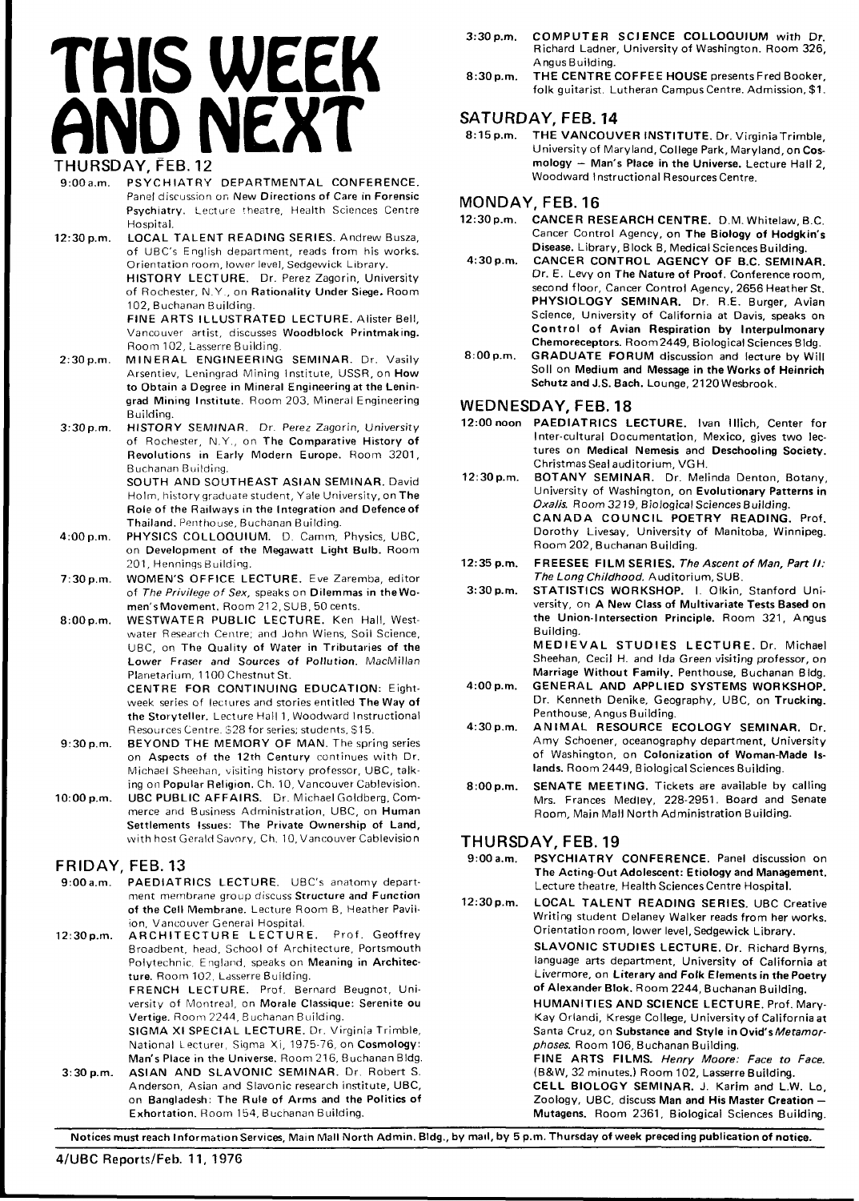# THIS WEEK AND NEXT

## THURSDAY, FEB. 12

**9:00 a.m.** **PSYCHIATRY DEPARTMENTAL CONFERENCE.** Panel discussion on **New Directions of Care in Forensic Psychiatry.** Lecture theatre, Health Sciences Centre Hospital.

**12:30 p.m.** **LOCAL TALENT READING SERIES.** Andrew Busza, of UBC's English department, reads from his works. Orientation room, lower level, Sedgewick Library.

**HISTORY LECTURE.** Dr. Perez Zagorin, University of Rochester, N.Y., on **Rationality Under Siege.** Room 102, Buchanan Building.

**FINE ARTS ILLUSTRATED LECTURE.** Alister Bell, Vancouver artist, discusses **Woodblock Printmaking.** Room 102, Lasserre Building.

**2:30 p.m.** **MINERAL ENGINEERING SEMINAR.** Dr. Vasily Arsentiev, Leningrad Mining Institute, USSR, on **How to Obtain a Degree in Mineral Engineering at the Leningrad Mining Institute.** Room 203, Mineral Engineering Building.

**3:30 p.m.** **HISTORY SEMINAR.** Dr. Perez Zagorin, University of Rochester, N.Y., on **The Comparative History of Revolutions in Early Modern Europe.** Room 3201, Buchanan Building.

**SOUTH AND SOUTHEAST ASIAN SEMINAR.** David Holm, history graduate student, Yale University, on **The Role of the Railways in the Integration and Defence of Thailand.** Penthouse, Buchanan Building.

**4:00 p.m.** **PHYSICS COLLOQUIUM.** D. Camm, Physics, UBC, on **Development of the Megawatt Light Bulb.** Room 201, Hennings Building.

**7:30 p.m.** **WOMEN'S OFFICE LECTURE.** Eve Zaremba, editor of *The Privilege of Sex*, speaks on **Dilemmas in the Women's Movement.** Room 212, SUB, 50 cents.

**8:00 p.m.** **WESTWATER PUBLIC LECTURE.** Ken Hall, Westwater Research Centre; and John Wiens, Soil Science, UBC, on **The Quality of Water in Tributaries of the Lower Fraser and Sources of Pollution.** MacMillan Planetarium, 1100 Chestnut St.

**CENTRE FOR CONTINUING EDUCATION:** Eight-week series of lectures and stories entitled **The Way of the Storyteller.** Lecture Hall 1, Woodward Instructional Resources Centre. $28 for series; students, $15.

**9:30 p.m.** **BEYOND THE MEMORY OF MAN.** The spring series on **Aspects of the 12th Century** continues with Dr. Michael Sheehan, visiting history professor, UBC, talking on **Popular Religion.** Ch. 10, Vancouver Cablevision.

**10:00 p.m.** **UBC PUBLIC AFFAIRS.** Dr. Michael Goldberg, Commerce and Business Administration, UBC, on **Human Settlements Issues: The Private Ownership of Land,** with host Gerald Savory, Ch. 10, Vancouver Cablevision

## FRIDAY, FEB. 13

**9:00 a.m.** **PAEDIATRICS LECTURE.** UBC's anatomy department membrane group discuss **Structure and Function of the Cell Membrane.** Lecture Room B, Heather Pavilion, Vancouver General Hospital.

**12:30 p.m.** **ARCHITECTURE LECTURE.** Prof. Geoffrey Broadbent, head, School of Architecture, Portsmouth Polytechnic, England, speaks on **Meaning in Architecture.** Room 102, Lasserre Building.

**FRENCH LECTURE.** Prof. Bernard Beugnot, University of Montreal, on **Morale Classique: Serenite ou Vertige.** Room 2244, Buchanan Building.

**SIGMA XI SPECIAL LECTURE.** Dr. Virginia Trimble, National Lecturer, Sigma Xi, 1975-76, on **Cosmology: Man's Place in the Universe.** Room 216, Buchanan Bldg.

**3:30 p.m.** **ASIAN AND SLAVONIC SEMINAR.** Dr. Robert S. Anderson, Asian and Slavonic research institute, UBC, on **Bangladesh: The Rule of Arms and the Politics of Exhortation.** Room 154, Buchanan Building.

**3:30 p.m.** **COMPUTER SCIENCE COLLOQUIUM** with Dr. Richard Ladner, University of Washington. Room 326, Angus Building.

**8:30 p.m.** **THE CENTRE COFFEE HOUSE** presents Fred Booker, folk guitarist. Lutheran Campus Centre. Admission, $1.

## SATURDAY, FEB. 14

**8:15 p.m.** **THE VANCOUVER INSTITUTE.** Dr. Virginia Trimble, University of Maryland, College Park, Maryland, on **Cosmology — Man's Place in the Universe.** Lecture Hall 2, Woodward Instructional Resources Centre.

## MONDAY, FEB. 16

**12:30 p.m.** **CANCER RESEARCH CENTRE.** D.M. Whitelaw, B.C. Cancer Control Agency, on **The Biology of Hodgkin's Disease.** Library, Block B, Medical Sciences Building.

**4:30 p.m.** **CANCER CONTROL AGENCY OF B.C. SEMINAR.** Dr. E. Levy on **The Nature of Proof.** Conference room, second floor, Cancer Control Agency, 2656 Heather St.

**PHYSIOLOGY SEMINAR.** Dr. R.E. Burger, Avian Science, University of California at Davis, speaks on **Control of Avian Respiration by Interpulmonary Chemoreceptors.** Room 2449, Biological Sciences Bldg.

**8:00 p.m.** **GRADUATE FORUM** discussion and lecture by Will Soll on **Medium and Message in the Works of Heinrich Schutz and J.S. Bach.** Lounge, 2120 Wesbrook.

## WEDNESDAY, FEB. 18

**12:00 noon** **PAEDIATRICS LECTURE.** Ivan Illich, Center for Inter-cultural Documentation, Mexico, gives two lectures on **Medical Nemesis** and **Deschooling Society.** Christmas Seal auditorium, VGH.

**12:30 p.m.** **BOTANY SEMINAR.** Dr. Melinda Denton, Botany, University of Washington, on **Evolutionary Patterns in** *Oxalis.* Room 3219, Biological Sciences Building.

**CANADA COUNCIL POETRY READING.** Prof. Dorothy Livesay, University of Manitoba, Winnipeg. Room 202, Buchanan Building.

**12:35 p.m.** **FREESEE FILM SERIES.** *The Ascent of Man, Part II: The Long Childhood.* Auditorium, SUB.

**3:30 p.m.** **STATISTICS WORKSHOP.** I. Olkin, Stanford University, on **A New Class of Multivariate Tests Based on the Union-Intersection Principle.** Room 321, Angus Building.

**MEDIEVAL STUDIES LECTURE.** Dr. Michael Sheehan, Cecil H. and Ida Green visiting professor, on **Marriage Without Family.** Penthouse, Buchanan Bldg.

**4:00 p.m.** **GENERAL AND APPLIED SYSTEMS WORKSHOP.** Dr. Kenneth Denike, Geography, UBC, on **Trucking.** Penthouse, Angus Building.

**4:30 p.m.** **ANIMAL RESOURCE ECOLOGY SEMINAR.** Dr. Amy Schoener, oceanography department, University of Washington, on **Colonization of Woman-Made Islands.** Room 2449, Biological Sciences Building.

**8:00 p.m.** **SENATE MEETING.** Tickets are available by calling Mrs. Frances Medley, 228-2951. Board and Senate Room, Main Mall North Administration Building.

## THURSDAY, FEB. 19

**9:00 a.m.** **PSYCHIATRY CONFERENCE.** Panel discussion on **The Acting-Out Adolescent: Etiology and Management.** Lecture theatre, Health Sciences Centre Hospital.

**12:30 p.m.** **LOCAL TALENT READING SERIES.** UBC Creative Writing student Delaney Walker reads from her works. Orientation room, lower level, Sedgewick Library.

**SLAVONIC STUDIES LECTURE.** Dr. Richard Byrns, language arts department, University of California at Livermore, on **Literary and Folk Elements in the Poetry of Alexander Blok.** Room 2244, Buchanan Building.

**HUMANITIES AND SCIENCE LECTURE.** Prof. Mary-Kay Orlandi, Kresge College, University of California at Santa Cruz, on **Substance and Style in Ovid's** *Metamorphoses.* Room 106, Buchanan Building.

**FINE ARTS FILMS.** *Henry Moore: Face to Face.* (B&W, 32 minutes.) Room 102, Lasserre Building.

**CELL BIOLOGY SEMINAR.** J. Karim and L.W. Lo, Zoology, UBC, discuss **Man and His Master Creation — Mutagens.** Room 2361, Biological Sciences Building.

**Notices must reach Information Services, Main Mall North Admin. Bldg., by mail, by 5 p.m. Thursday of week preceding publication of notice.**